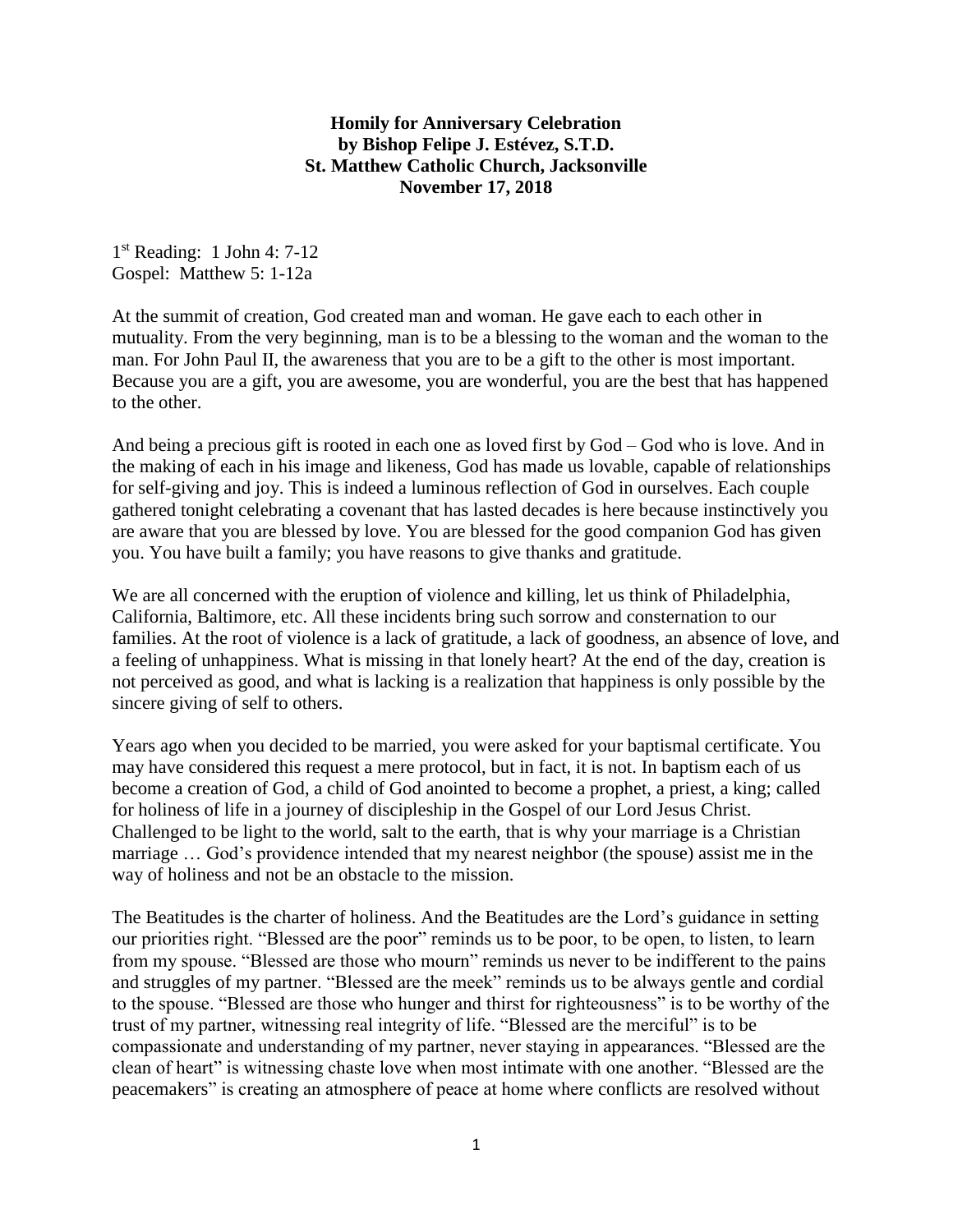**Homily for Anniversary Celebration**
**by Bishop Felipe J. Estévez, S.T.D.**
**St. Matthew Catholic Church, Jacksonville**
**November 17, 2018**

1st Reading: 1 John 4: 7-12
Gospel: Matthew 5: 1-12a

At the summit of creation, God created man and woman. He gave each to each other in mutuality. From the very beginning, man is to be a blessing to the woman and the woman to the man. For John Paul II, the awareness that you are to be a gift to the other is most important. Because you are a gift, you are awesome, you are wonderful, you are the best that has happened to the other.

And being a precious gift is rooted in each one as loved first by God – God who is love. And in the making of each in his image and likeness, God has made us lovable, capable of relationships for self-giving and joy. This is indeed a luminous reflection of God in ourselves. Each couple gathered tonight celebrating a covenant that has lasted decades is here because instinctively you are aware that you are blessed by love. You are blessed for the good companion God has given you. You have built a family; you have reasons to give thanks and gratitude.

We are all concerned with the eruption of violence and killing, let us think of Philadelphia, California, Baltimore, etc. All these incidents bring such sorrow and consternation to our families. At the root of violence is a lack of gratitude, a lack of goodness, an absence of love, and a feeling of unhappiness. What is missing in that lonely heart? At the end of the day, creation is not perceived as good, and what is lacking is a realization that happiness is only possible by the sincere giving of self to others.

Years ago when you decided to be married, you were asked for your baptismal certificate. You may have considered this request a mere protocol, but in fact, it is not. In baptism each of us become a creation of God, a child of God anointed to become a prophet, a priest, a king; called for holiness of life in a journey of discipleship in the Gospel of our Lord Jesus Christ. Challenged to be light to the world, salt to the earth, that is why your marriage is a Christian marriage … God's providence intended that my nearest neighbor (the spouse) assist me in the way of holiness and not be an obstacle to the mission.

The Beatitudes is the charter of holiness. And the Beatitudes are the Lord's guidance in setting our priorities right. "Blessed are the poor" reminds us to be poor, to be open, to listen, to learn from my spouse. "Blessed are those who mourn" reminds us never to be indifferent to the pains and struggles of my partner. "Blessed are the meek" reminds us to be always gentle and cordial to the spouse. "Blessed are those who hunger and thirst for righteousness" is to be worthy of the trust of my partner, witnessing real integrity of life. "Blessed are the merciful" is to be compassionate and understanding of my partner, never staying in appearances. "Blessed are the clean of heart" is witnessing chaste love when most intimate with one another. "Blessed are the peacemakers" is creating an atmosphere of peace at home where conflicts are resolved without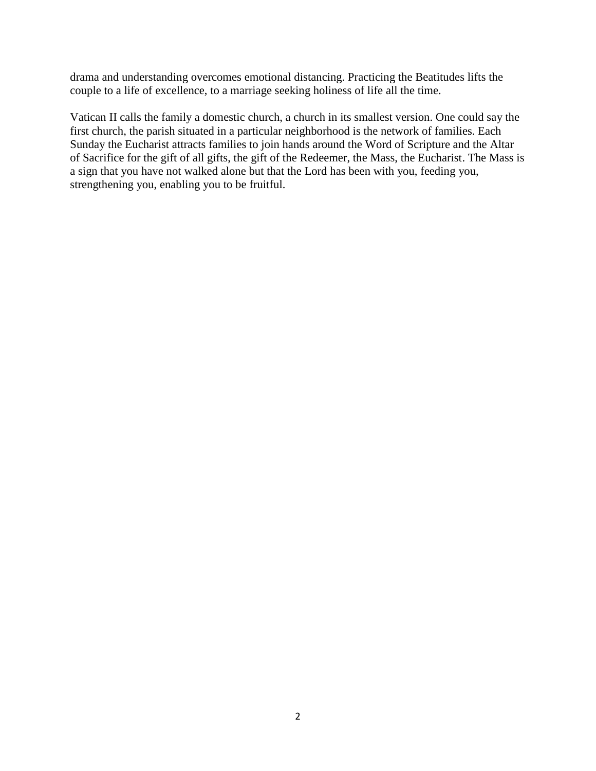drama and understanding overcomes emotional distancing. Practicing the Beatitudes lifts the couple to a life of excellence, to a marriage seeking holiness of life all the time.

Vatican II calls the family a domestic church, a church in its smallest version. One could say the first church, the parish situated in a particular neighborhood is the network of families. Each Sunday the Eucharist attracts families to join hands around the Word of Scripture and the Altar of Sacrifice for the gift of all gifts, the gift of the Redeemer, the Mass, the Eucharist. The Mass is a sign that you have not walked alone but that the Lord has been with you, feeding you, strengthening you, enabling you to be fruitful.